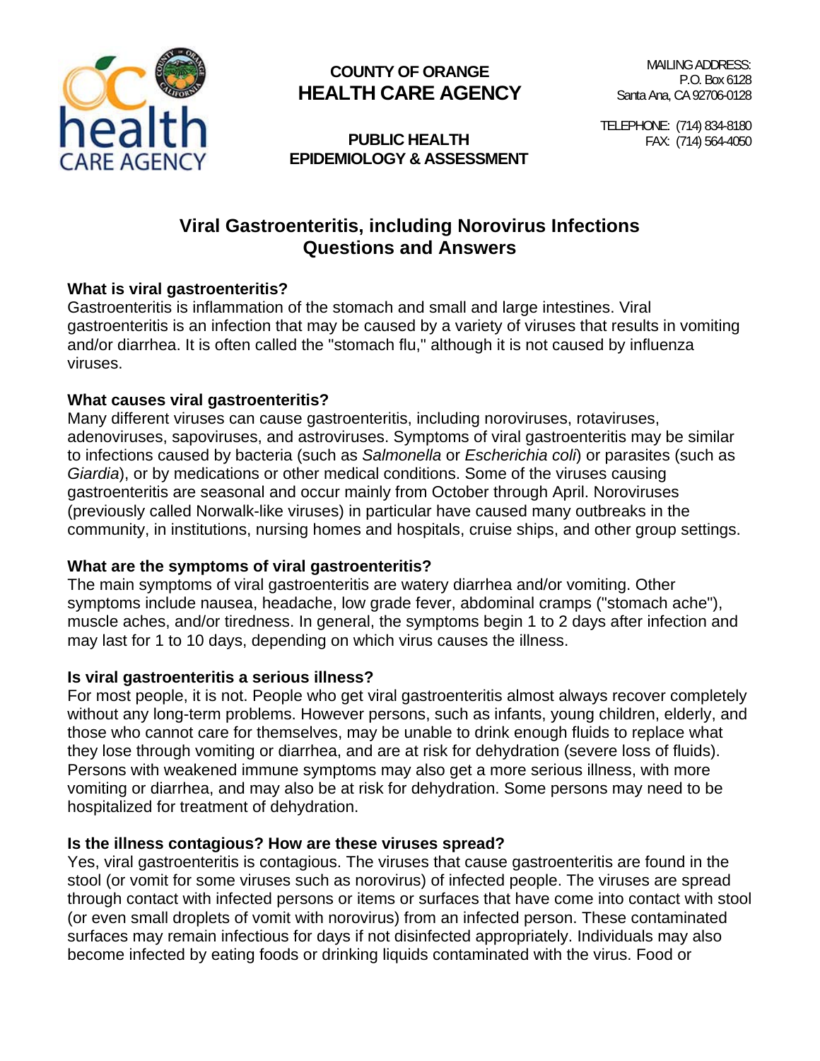**COUNTY OF ORANGE**
**HEALTH CARE AGENCY**

**PUBLIC HEALTH**
**EPIDEMIOLOGY & ASSESSMENT**

MAILING ADDRESS:
P.O. Box 6128
Santa Ana, CA 92706-0128

TELEPHONE: (714) 834-8180
FAX: (714) 564-4050

# Viral Gastroenteritis, including Norovirus Infections Questions and Answers

### What is viral gastroenteritis?

Gastroenteritis is inflammation of the stomach and small and large intestines. Viral gastroenteritis is an infection that may be caused by a variety of viruses that results in vomiting and/or diarrhea. It is often called the "stomach flu," although it is not caused by influenza viruses.

### What causes viral gastroenteritis?

Many different viruses can cause gastroenteritis, including noroviruses, rotaviruses, adenoviruses, sapoviruses, and astroviruses. Symptoms of viral gastroenteritis may be similar to infections caused by bacteria (such as *Salmonella* or *Escherichia coli*) or parasites (such as *Giardia*), or by medications or other medical conditions. Some of the viruses causing gastroenteritis are seasonal and occur mainly from October through April. Noroviruses (previously called Norwalk-like viruses) in particular have caused many outbreaks in the community, in institutions, nursing homes and hospitals, cruise ships, and other group settings.

### What are the symptoms of viral gastroenteritis?

The main symptoms of viral gastroenteritis are watery diarrhea and/or vomiting. Other symptoms include nausea, headache, low grade fever, abdominal cramps ("stomach ache"), muscle aches, and/or tiredness. In general, the symptoms begin 1 to 2 days after infection and may last for 1 to 10 days, depending on which virus causes the illness.

### Is viral gastroenteritis a serious illness?

For most people, it is not. People who get viral gastroenteritis almost always recover completely without any long-term problems. However persons, such as infants, young children, elderly, and those who cannot care for themselves, may be unable to drink enough fluids to replace what they lose through vomiting or diarrhea, and are at risk for dehydration (severe loss of fluids). Persons with weakened immune symptoms may also get a more serious illness, with more vomiting or diarrhea, and may also be at risk for dehydration. Some persons may need to be hospitalized for treatment of dehydration.

### Is the illness contagious? How are these viruses spread?

Yes, viral gastroenteritis is contagious. The viruses that cause gastroenteritis are found in the stool (or vomit for some viruses such as norovirus) of infected people. The viruses are spread through contact with infected persons or items or surfaces that have come into contact with stool (or even small droplets of vomit with norovirus) from an infected person. These contaminated surfaces may remain infectious for days if not disinfected appropriately. Individuals may also become infected by eating foods or drinking liquids contaminated with the virus. Food or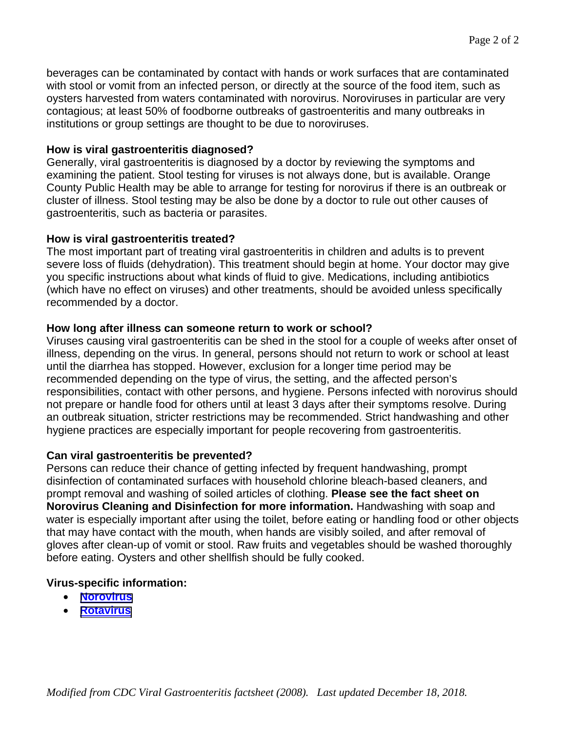beverages can be contaminated by contact with hands or work surfaces that are contaminated with stool or vomit from an infected person, or directly at the source of the food item, such as oysters harvested from waters contaminated with norovirus. Noroviruses in particular are very contagious; at least 50% of foodborne outbreaks of gastroenteritis and many outbreaks in institutions or group settings are thought to be due to noroviruses.

**How is viral gastroenteritis diagnosed?**
Generally, viral gastroenteritis is diagnosed by a doctor by reviewing the symptoms and examining the patient. Stool testing for viruses is not always done, but is available. Orange County Public Health may be able to arrange for testing for norovirus if there is an outbreak or cluster of illness. Stool testing may be also be done by a doctor to rule out other causes of gastroenteritis, such as bacteria or parasites.

**How is viral gastroenteritis treated?**
The most important part of treating viral gastroenteritis in children and adults is to prevent severe loss of fluids (dehydration). This treatment should begin at home. Your doctor may give you specific instructions about what kinds of fluid to give. Medications, including antibiotics (which have no effect on viruses) and other treatments, should be avoided unless specifically recommended by a doctor.

**How long after illness can someone return to work or school?**
Viruses causing viral gastroenteritis can be shed in the stool for a couple of weeks after onset of illness, depending on the virus. In general, persons should not return to work or school at least until the diarrhea has stopped. However, exclusion for a longer time period may be recommended depending on the type of virus, the setting, and the affected person's responsibilities, contact with other persons, and hygiene. Persons infected with norovirus should not prepare or handle food for others until at least 3 days after their symptoms resolve. During an outbreak situation, stricter restrictions may be recommended. Strict handwashing and other hygiene practices are especially important for people recovering from gastroenteritis.

**Can viral gastroenteritis be prevented?**
Persons can reduce their chance of getting infected by frequent handwashing, prompt disinfection of contaminated surfaces with household chlorine bleach-based cleaners, and prompt removal and washing of soiled articles of clothing. **Please see the fact sheet on Norovirus Cleaning and Disinfection for more information.** Handwashing with soap and water is especially important after using the toilet, before eating or handling food or other objects that may have contact with the mouth, when hands are visibly soiled, and after removal of gloves after clean-up of vomit or stool. Raw fruits and vegetables should be washed thoroughly before eating. Oysters and other shellfish should be fully cooked.

**Virus-specific information:**

- Norovirus
- Rotavirus

*Modified from CDC Viral Gastroenteritis factsheet (2008). Last updated December 18, 2018.*